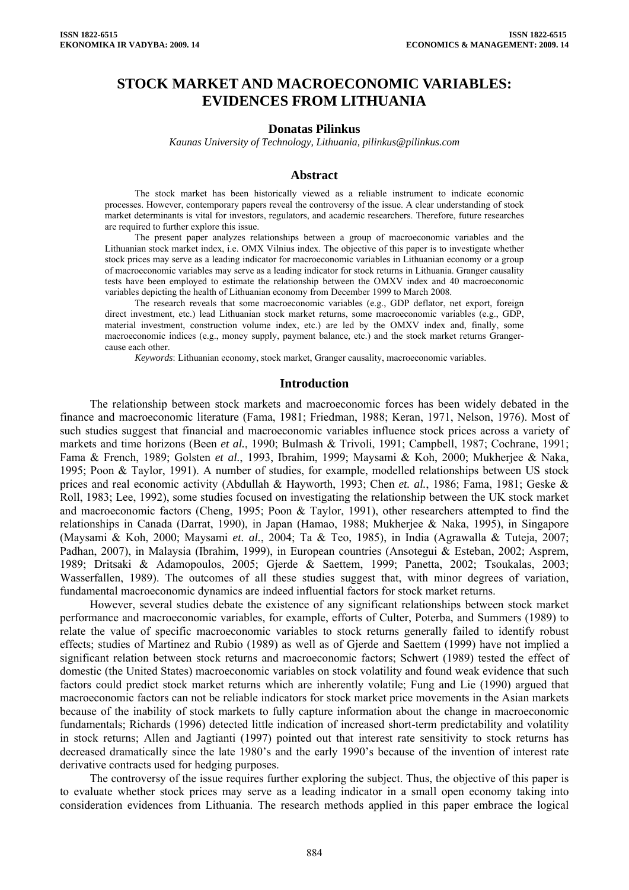# STOCK MARKET AND MACROECONOMIC VARIABLES: EVIDENCES FROM LITHUANIA

**Donatas Pilinkus**

*Kaunas University of Technology, Lithuania, pilinkus@pilinkus.com*

## Abstract

The stock market has been historically viewed as a reliable instrument to indicate economic processes. However, contemporary papers reveal the controversy of the issue. A clear understanding of stock market determinants is vital for investors, regulators, and academic researchers. Therefore, future researches are required to further explore this issue.

The present paper analyzes relationships between a group of macroeconomic variables and the Lithuanian stock market index, i.e. OMX Vilnius index. The objective of this paper is to investigate whether stock prices may serve as a leading indicator for macroeconomic variables in Lithuanian economy or a group of macroeconomic variables may serve as a leading indicator for stock returns in Lithuania. Granger causality tests have been employed to estimate the relationship between the OMXV index and 40 macroeconomic variables depicting the health of Lithuanian economy from December 1999 to March 2008.

The research reveals that some macroeconomic variables (e.g., GDP deflator, net export, foreign direct investment, etc.) lead Lithuanian stock market returns, some macroeconomic variables (e.g., GDP, material investment, construction volume index, etc.) are led by the OMXV index and, finally, some macroeconomic indices (e.g., money supply, payment balance, etc.) and the stock market returns Granger-cause each other.

*Keywords*: Lithuanian economy, stock market, Granger causality, macroeconomic variables.

## Introduction

The relationship between stock markets and macroeconomic forces has been widely debated in the finance and macroeconomic literature (Fama, 1981; Friedman, 1988; Keran, 1971, Nelson, 1976). Most of such studies suggest that financial and macroeconomic variables influence stock prices across a variety of markets and time horizons (Been *et al.*, 1990; Bulmash & Trivoli, 1991; Campbell, 1987; Cochrane, 1991; Fama & French, 1989; Golsten *et al.*, 1993, Ibrahim, 1999; Maysami & Koh, 2000; Mukherjee & Naka, 1995; Poon & Taylor, 1991). A number of studies, for example, modelled relationships between US stock prices and real economic activity (Abdullah & Hayworth, 1993; Chen *et. al.*, 1986; Fama, 1981; Geske & Roll, 1983; Lee, 1992), some studies focused on investigating the relationship between the UK stock market and macroeconomic factors (Cheng, 1995; Poon & Taylor, 1991), other researchers attempted to find the relationships in Canada (Darrat, 1990), in Japan (Hamao, 1988; Mukherjee & Naka, 1995), in Singapore (Maysami & Koh, 2000; Maysami *et. al.*, 2004; Ta & Teo, 1985), in India (Agrawalla & Tuteja, 2007; Padhan, 2007), in Malaysia (Ibrahim, 1999), in European countries (Ansotegui & Esteban, 2002; Asprem, 1989; Dritsaki & Adamopoulos, 2005; Gjerde & Saettem, 1999; Panetta, 2002; Tsoukalas, 2003; Wasserfallen, 1989). The outcomes of all these studies suggest that, with minor degrees of variation, fundamental macroeconomic dynamics are indeed influential factors for stock market returns.

However, several studies debate the existence of any significant relationships between stock market performance and macroeconomic variables, for example, efforts of Culter, Poterba, and Summers (1989) to relate the value of specific macroeconomic variables to stock returns generally failed to identify robust effects; studies of Martinez and Rubio (1989) as well as of Gjerde and Saettem (1999) have not implied a significant relation between stock returns and macroeconomic factors; Schwert (1989) tested the effect of domestic (the United States) macroeconomic variables on stock volatility and found weak evidence that such factors could predict stock market returns which are inherently volatile; Fung and Lie (1990) argued that macroeconomic factors can not be reliable indicators for stock market price movements in the Asian markets because of the inability of stock markets to fully capture information about the change in macroeconomic fundamentals; Richards (1996) detected little indication of increased short-term predictability and volatility in stock returns; Allen and Jagtianti (1997) pointed out that interest rate sensitivity to stock returns has decreased dramatically since the late 1980's and the early 1990's because of the invention of interest rate derivative contracts used for hedging purposes.

The controversy of the issue requires further exploring the subject. Thus, the objective of this paper is to evaluate whether stock prices may serve as a leading indicator in a small open economy taking into consideration evidences from Lithuania. The research methods applied in this paper embrace the logical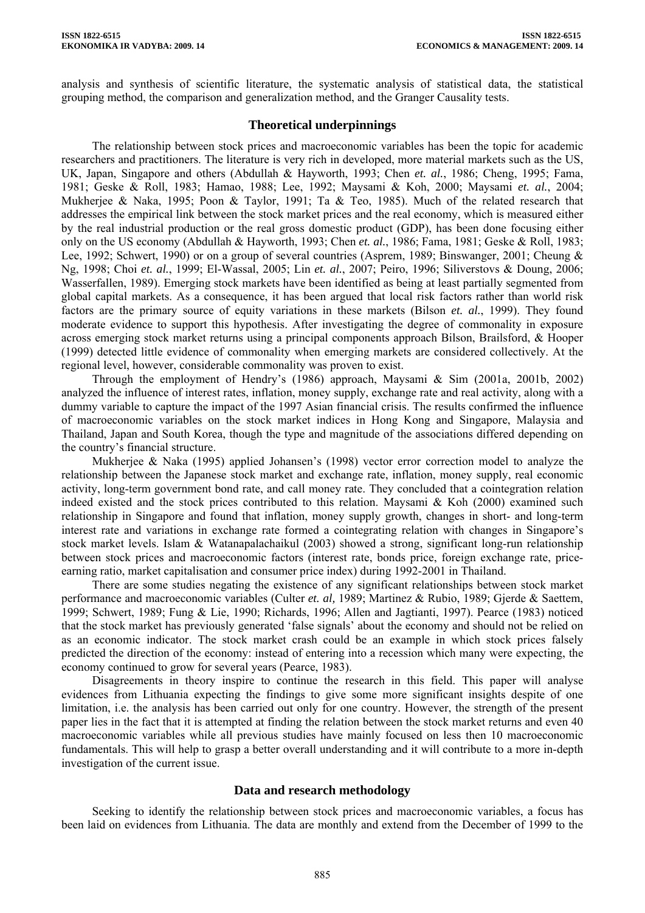analysis and synthesis of scientific literature, the systematic analysis of statistical data, the statistical grouping method, the comparison and generalization method, and the Granger Causality tests.

## Theoretical underpinnings

The relationship between stock prices and macroeconomic variables has been the topic for academic researchers and practitioners. The literature is very rich in developed, more material markets such as the US, UK, Japan, Singapore and others (Abdullah & Hayworth, 1993; Chen *et. al.*, 1986; Cheng, 1995; Fama, 1981; Geske & Roll, 1983; Hamao, 1988; Lee, 1992; Maysami & Koh, 2000; Maysami *et. al.*, 2004; Mukherjee & Naka, 1995; Poon & Taylor, 1991; Ta & Teo, 1985). Much of the related research that addresses the empirical link between the stock market prices and the real economy, which is measured either by the real industrial production or the real gross domestic product (GDP), has been done focusing either only on the US economy (Abdullah & Hayworth, 1993; Chen *et. al.*, 1986; Fama, 1981; Geske & Roll, 1983; Lee, 1992; Schwert, 1990) or on a group of several countries (Asprem, 1989; Binswanger, 2001; Cheung & Ng, 1998; Choi *et. al.*, 1999; El-Wassal, 2005; Lin *et. al.*, 2007; Peiro, 1996; Siliverstovs & Doung, 2006; Wasserfallen, 1989). Emerging stock markets have been identified as being at least partially segmented from global capital markets. As a consequence, it has been argued that local risk factors rather than world risk factors are the primary source of equity variations in these markets (Bilson *et. al.*, 1999). They found moderate evidence to support this hypothesis. After investigating the degree of commonality in exposure across emerging stock market returns using a principal components approach Bilson, Brailsford, & Hooper (1999) detected little evidence of commonality when emerging markets are considered collectively. At the regional level, however, considerable commonality was proven to exist.

Through the employment of Hendry's (1986) approach, Maysami & Sim (2001a, 2001b, 2002) analyzed the influence of interest rates, inflation, money supply, exchange rate and real activity, along with a dummy variable to capture the impact of the 1997 Asian financial crisis. The results confirmed the influence of macroeconomic variables on the stock market indices in Hong Kong and Singapore, Malaysia and Thailand, Japan and South Korea, though the type and magnitude of the associations differed depending on the country's financial structure.

Mukherjee & Naka (1995) applied Johansen's (1998) vector error correction model to analyze the relationship between the Japanese stock market and exchange rate, inflation, money supply, real economic activity, long-term government bond rate, and call money rate. They concluded that a cointegration relation indeed existed and the stock prices contributed to this relation. Maysami & Koh (2000) examined such relationship in Singapore and found that inflation, money supply growth, changes in short- and long-term interest rate and variations in exchange rate formed a cointegrating relation with changes in Singapore's stock market levels. Islam & Watanapalachaikul (2003) showed a strong, significant long-run relationship between stock prices and macroeconomic factors (interest rate, bonds price, foreign exchange rate, price-earning ratio, market capitalisation and consumer price index) during 1992-2001 in Thailand.

There are some studies negating the existence of any significant relationships between stock market performance and macroeconomic variables (Culter *et. al,* 1989; Martinez & Rubio, 1989; Gjerde & Saettem, 1999; Schwert, 1989; Fung & Lie, 1990; Richards, 1996; Allen and Jagtianti, 1997). Pearce (1983) noticed that the stock market has previously generated 'false signals' about the economy and should not be relied on as an economic indicator. The stock market crash could be an example in which stock prices falsely predicted the direction of the economy: instead of entering into a recession which many were expecting, the economy continued to grow for several years (Pearce, 1983).

Disagreements in theory inspire to continue the research in this field. This paper will analyse evidences from Lithuania expecting the findings to give some more significant insights despite of one limitation, i.e. the analysis has been carried out only for one country. However, the strength of the present paper lies in the fact that it is attempted at finding the relation between the stock market returns and even 40 macroeconomic variables while all previous studies have mainly focused on less then 10 macroeconomic fundamentals. This will help to grasp a better overall understanding and it will contribute to a more in-depth investigation of the current issue.

## Data and research methodology

Seeking to identify the relationship between stock prices and macroeconomic variables, a focus has been laid on evidences from Lithuania. The data are monthly and extend from the December of 1999 to the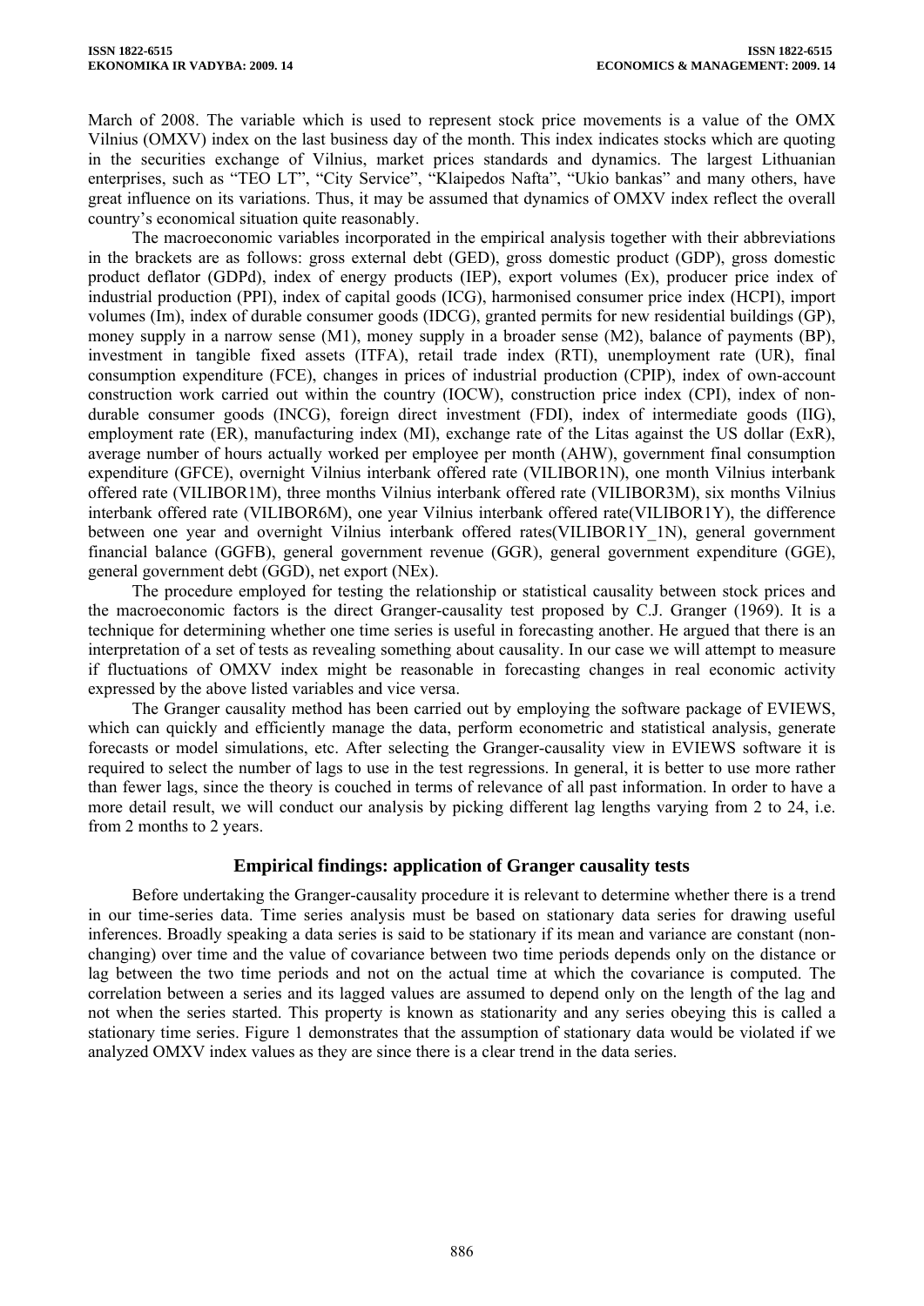March of 2008. The variable which is used to represent stock price movements is a value of the OMX Vilnius (OMXV) index on the last business day of the month. This index indicates stocks which are quoting in the securities exchange of Vilnius, market prices standards and dynamics. The largest Lithuanian enterprises, such as "TEO LT", "City Service", "Klaipedos Nafta", "Ukio bankas" and many others, have great influence on its variations. Thus, it may be assumed that dynamics of OMXV index reflect the overall country's economical situation quite reasonably.

The macroeconomic variables incorporated in the empirical analysis together with their abbreviations in the brackets are as follows: gross external debt (GED), gross domestic product (GDP), gross domestic product deflator (GDPd), index of energy products (IEP), export volumes (Ex), producer price index of industrial production (PPI), index of capital goods (ICG), harmonised consumer price index (HCPI), import volumes (Im), index of durable consumer goods (IDCG), granted permits for new residential buildings (GP), money supply in a narrow sense (M1), money supply in a broader sense (M2), balance of payments (BP), investment in tangible fixed assets (ITFA), retail trade index (RTI), unemployment rate (UR), final consumption expenditure (FCE), changes in prices of industrial production (CPIP), index of own-account construction work carried out within the country (IOCW), construction price index (CPI), index of non-durable consumer goods (INCG), foreign direct investment (FDI), index of intermediate goods (IIG), employment rate (ER), manufacturing index (MI), exchange rate of the Litas against the US dollar (ExR), average number of hours actually worked per employee per month (AHW), government final consumption expenditure (GFCE), overnight Vilnius interbank offered rate (VILIBOR1N), one month Vilnius interbank offered rate (VILIBOR1M), three months Vilnius interbank offered rate (VILIBOR3M), six months Vilnius interbank offered rate (VILIBOR6M), one year Vilnius interbank offered rate(VILIBOR1Y), the difference between one year and overnight Vilnius interbank offered rates(VILIBOR1Y_1N), general government financial balance (GGFB), general government revenue (GGR), general government expenditure (GGE), general government debt (GGD), net export (NEx).

The procedure employed for testing the relationship or statistical causality between stock prices and the macroeconomic factors is the direct Granger-causality test proposed by C.J. Granger (1969). It is a technique for determining whether one time series is useful in forecasting another. He argued that there is an interpretation of a set of tests as revealing something about causality. In our case we will attempt to measure if fluctuations of OMXV index might be reasonable in forecasting changes in real economic activity expressed by the above listed variables and vice versa.

The Granger causality method has been carried out by employing the software package of EVIEWS, which can quickly and efficiently manage the data, perform econometric and statistical analysis, generate forecasts or model simulations, etc. After selecting the Granger-causality view in EVIEWS software it is required to select the number of lags to use in the test regressions. In general, it is better to use more rather than fewer lags, since the theory is couched in terms of relevance of all past information. In order to have a more detail result, we will conduct our analysis by picking different lag lengths varying from 2 to 24, i.e. from 2 months to 2 years.

## Empirical findings: application of Granger causality tests

Before undertaking the Granger-causality procedure it is relevant to determine whether there is a trend in our time-series data. Time series analysis must be based on stationary data series for drawing useful inferences. Broadly speaking a data series is said to be stationary if its mean and variance are constant (non-changing) over time and the value of covariance between two time periods depends only on the distance or lag between the two time periods and not on the actual time at which the covariance is computed. The correlation between a series and its lagged values are assumed to depend only on the length of the lag and not when the series started. This property is known as stationarity and any series obeying this is called a stationary time series. Figure 1 demonstrates that the assumption of stationary data would be violated if we analyzed OMXV index values as they are since there is a clear trend in the data series.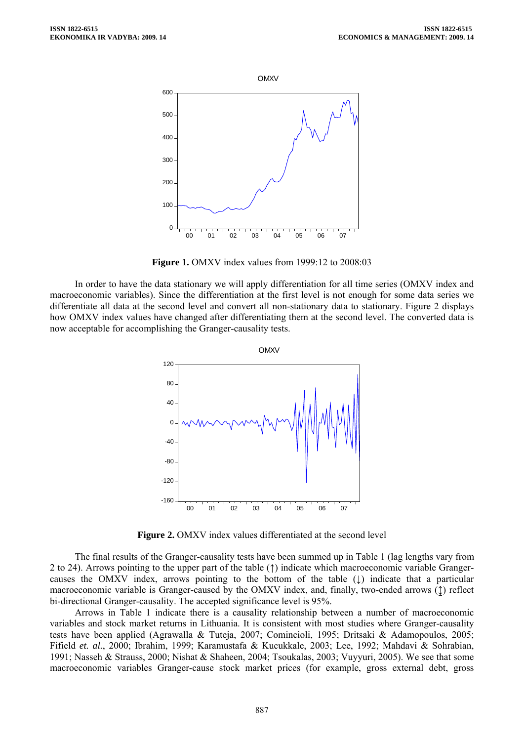**Figure 1.** OMXV index values from 1999:12 to 2008:03

In order to have the data stationary we will apply differentiation for all time series (OMXV index and macroeconomic variables). Since the differentiation at the first level is not enough for some data series we differentiate all data at the second level and convert all non-stationary data to stationary. Figure 2 displays how OMXV index values have changed after differentiating them at the second level. The converted data is now acceptable for accomplishing the Granger-causality tests.

**Figure 2.** OMXV index values differentiated at the second level

The final results of the Granger-causality tests have been summed up in Table 1 (lag lengths vary from 2 to 24). Arrows pointing to the upper part of the table (↑) indicate which macroeconomic variable Granger-causes the OMXV index, arrows pointing to the bottom of the table (↓) indicate that a particular macroeconomic variable is Granger-caused by the OMXV index, and, finally, two-ended arrows (↨) reflect bi-directional Granger-causality. The accepted significance level is 95%.

Arrows in Table 1 indicate there is a causality relationship between a number of macroeconomic variables and stock market returns in Lithuania. It is consistent with most studies where Granger-causality tests have been applied (Agrawalla & Tuteja, 2007; Comincioli, 1995; Dritsaki & Adamopoulos, 2005; Fifield *et. al.*, 2000; Ibrahim, 1999; Karamustafa & Kucukkale, 2003; Lee, 1992; Mahdavi & Sohrabian, 1991; Nasseh & Strauss, 2000; Nishat & Shaheen, 2004; Tsoukalas, 2003; Vuyyuri, 2005). We see that some macroeconomic variables Granger-cause stock market prices (for example, gross external debt, gross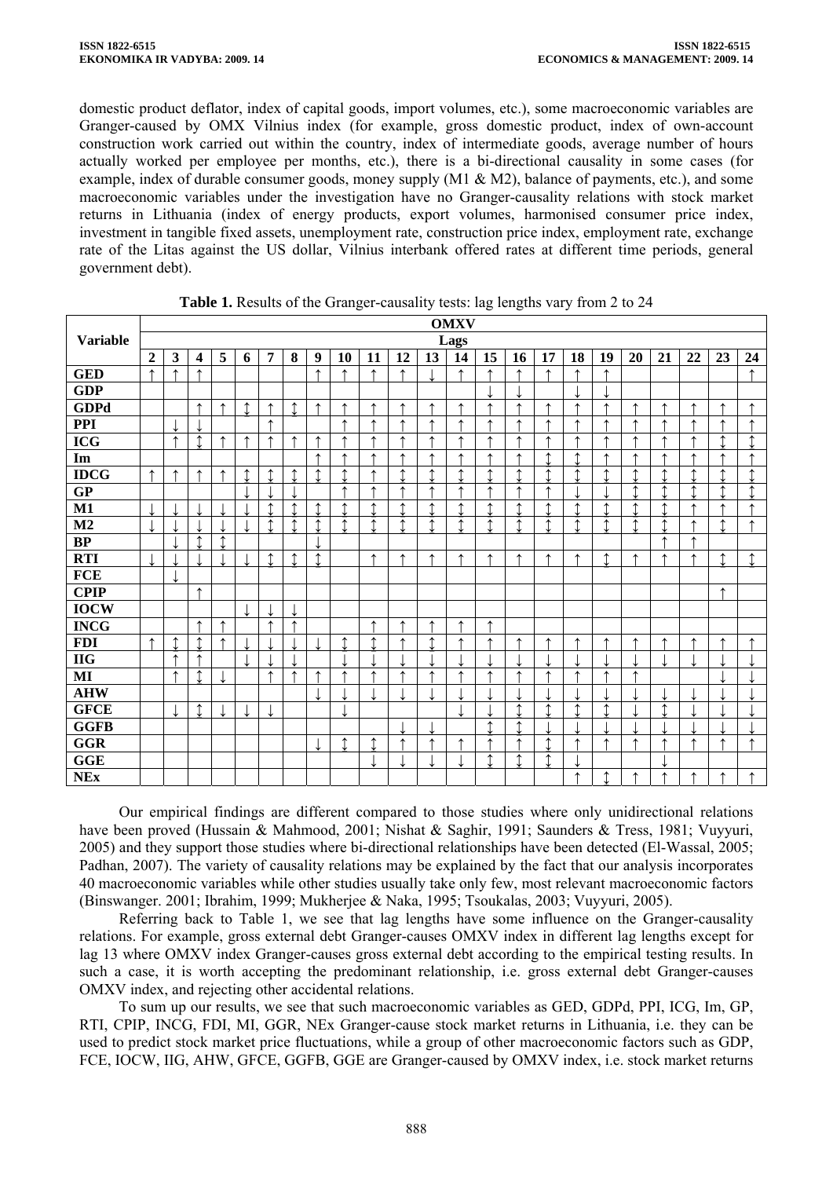domestic product deflator, index of capital goods, import volumes, etc.), some macroeconomic variables are Granger-caused by OMX Vilnius index (for example, gross domestic product, index of own-account construction work carried out within the country, index of intermediate goods, average number of hours actually worked per employee per months, etc.), there is a bi-directional causality in some cases (for example, index of durable consumer goods, money supply (M1 & M2), balance of payments, etc.), and some macroeconomic variables under the investigation have no Granger-causality relations with stock market returns in Lithuania (index of energy products, export volumes, harmonised consumer price index, investment in tangible fixed assets, unemployment rate, construction price index, employment rate, exchange rate of the Litas against the US dollar, Vilnius interbank offered rates at different time periods, general government debt).

**Table 1.** Results of the Granger-causality tests: lag lengths vary from 2 to 24

| Variable | OMXV | | | | | | | | | | | | | | | | | | | | | | |
|---|---|---|---|---|---|---|---|---|---|---|---|---|---|---|---|---|---|---|---|---|---|---|---|
| | Lags | | | | | | | | | | | | | | | | | | | | | | |
| | 2 | 3 | 4 | 5 | 6 | 7 | 8 | 9 | 10 | 11 | 12 | 13 | 14 | 15 | 16 | 17 | 18 | 19 | 20 | 21 | 22 | 23 | 24 |
| **GED** | ↑ | ↑ | ↑ | | | | | ↑ | ↑ | ↑ | ↑ | ↓ | ↑ | ↑ | ↑ | ↑ | ↑ | ↑ | | | | | ↑ |
| **GDP** | | | | | | | | | | | | | | ↓ | ↓ | | ↓ | ↓ | | | | | |
| **GDPd** | | | ↑ | ↑ | ↕ | ↑ | ↕ | ↑ | ↑ | ↑ | ↑ | ↑ | ↑ | ↑ | ↑ | ↑ | ↑ | ↑ | ↑ | ↑ | ↑ | ↑ | ↑ |
| **PPI** | | ↓ | ↓ | | | ↑ | | | ↑ | ↑ | ↑ | ↑ | ↑ | ↑ | ↑ | ↑ | ↑ | ↑ | ↑ | ↑ | ↑ | ↑ | ↑ |
| **ICG** | | ↑ | ↕ | ↑ | ↑ | ↑ | ↑ | ↑ | ↑ | ↑ | ↑ | ↑ | ↑ | ↑ | ↑ | ↑ | ↑ | ↑ | ↑ | ↑ | ↑ | ↕ | ↕ |
| **Im** | | | | | | | | ↑ | ↑ | ↑ | ↑ | ↑ | ↑ | ↑ | ↑ | ↕ | ↕ | ↑ | ↑ | ↑ | ↑ | ↑ | ↑ |
| **IDCG** | ↑ | ↑ | ↑ | ↑ | ↕ | ↕ | ↕ | ↕ | ↕ | ↑ | ↕ | ↕ | ↕ | ↕ | ↕ | ↕ | ↕ | ↕ | ↕ | ↕ | ↕ | ↕ | ↕ |
| **GP** | | | | | ↓ | ↓ | ↓ | | ↑ | ↑ | ↑ | ↑ | ↑ | ↑ | ↑ | ↑ | ↓ | ↓ | ↕ | ↕ | ↕ | ↕ | ↕ |
| **M1** | ↓ | ↓ | ↓ | ↓ | ↓ | ↕ | ↕ | ↕ | ↕ | ↕ | ↕ | ↕ | ↕ | ↕ | ↕ | ↕ | ↕ | ↕ | ↕ | ↕ | ↑ | ↑ | ↑ |
| **M2** | ↓ | ↓ | ↓ | ↓ | ↓ | ↕ | ↕ | ↕ | ↕ | ↕ | ↕ | ↕ | ↕ | ↕ | ↕ | ↕ | ↕ | ↕ | ↕ | ↕ | ↑ | ↕ | ↑ |
| **BP** | | ↓ | ↕ | ↕ | | | | ↓ | | | | | | | | | | | | ↑ | ↑ | | |
| **RTI** | ↓ | ↓ | ↓ | ↓ | ↓ | ↕ | ↕ | ↕ | | ↑ | ↑ | ↑ | ↑ | ↑ | ↑ | ↑ | ↑ | ↕ | ↑ | ↑ | ↑ | ↕ | ↕ |
| **FCE** | | ↓ | | | | | | | | | | | | | | | | | | | | | |
| **CPIP** | | | ↑ | | | | | | | | | | | | | | | | | | | ↑ | |
| **IOCW** | | | | | ↓ | ↓ | ↓ | | | | | | | | | | | | | | | | |
| **INCG** | | | ↑ | ↑ | | ↑ | ↑ | | | ↑ | ↑ | ↑ | ↑ | ↑ | | | | | | | | | |
| **FDI** | ↑ | ↕ | ↕ | ↑ | ↓ | ↓ | ↓ | ↓ | ↕ | ↕ | ↑ | ↕ | ↑ | ↑ | ↑ | ↑ | ↑ | ↑ | ↑ | ↑ | ↑ | ↑ | ↑ |
| **IIG** | | ↑ | ↑ | | ↓ | ↓ | ↓ | | ↓ | ↓ | ↓ | ↓ | ↓ | ↓ | ↓ | ↓ | ↓ | ↓ | ↓ | ↓ | ↓ | ↓ | ↓ |
| **MI** | | ↑ | ↕ | ↓ | | ↑ | ↑ | ↑ | ↑ | ↑ | ↑ | ↑ | ↑ | ↑ | ↑ | ↑ | ↑ | ↑ | ↑ | | | ↓ | ↓ |
| **AHW** | | | | | | | | ↓ | ↓ | ↓ | ↓ | ↓ | ↓ | ↓ | ↓ | ↓ | ↓ | ↓ | ↓ | ↓ | ↓ | ↓ | ↓ |
| **GFCE** | | ↓ | ↕ | ↓ | ↓ | ↓ | | | ↓ | | | | ↓ | ↓ | ↕ | ↕ | ↕ | ↕ | ↓ | ↕ | ↓ | ↓ | ↓ |
| **GGFB** | | | | | | | | | | | ↓ | ↓ | | ↕ | ↕ | ↓ | ↓ | ↓ | ↓ | ↓ | ↓ | ↓ | ↓ |
| **GGR** | | | | | | | | ↓ | ↕ | ↕ | ↑ | ↑ | ↑ | ↑ | ↑ | ↕ | ↑ | ↑ | ↑ | ↑ | ↑ | ↑ | ↑ |
| **GGE** | | | | | | | | | | ↓ | ↓ | ↓ | ↓ | ↕ | ↕ | ↕ | ↓ | | | ↓ | | | |
| **NEx** | | | | | | | | | | | | | | | | | ↑ | ↕ | ↑ | ↑ | ↑ | ↑ | ↑ |

Our empirical findings are different compared to those studies where only unidirectional relations have been proved (Hussain & Mahmood, 2001; Nishat & Saghir, 1991; Saunders & Tress, 1981; Vuyyuri, 2005) and they support those studies where bi-directional relationships have been detected (El-Wassal, 2005; Padhan, 2007). The variety of causality relations may be explained by the fact that our analysis incorporates 40 macroeconomic variables while other studies usually take only few, most relevant macroeconomic factors (Binswanger. 2001; Ibrahim, 1999; Mukherjee & Naka, 1995; Tsoukalas, 2003; Vuyyuri, 2005).

Referring back to Table 1, we see that lag lengths have some influence on the Granger-causality relations. For example, gross external debt Granger-causes OMXV index in different lag lengths except for lag 13 where OMXV index Granger-causes gross external debt according to the empirical testing results. In such a case, it is worth accepting the predominant relationship, i.e. gross external debt Granger-causes OMXV index, and rejecting other accidental relations.

To sum up our results, we see that such macroeconomic variables as GED, GDPd, PPI, ICG, Im, GP, RTI, CPIP, INCG, FDI, MI, GGR, NEx Granger-cause stock market returns in Lithuania, i.e. they can be used to predict stock market price fluctuations, while a group of other macroeconomic factors such as GDP, FCE, IOCW, IIG, AHW, GFCE, GGFB, GGE are Granger-caused by OMXV index, i.e. stock market returns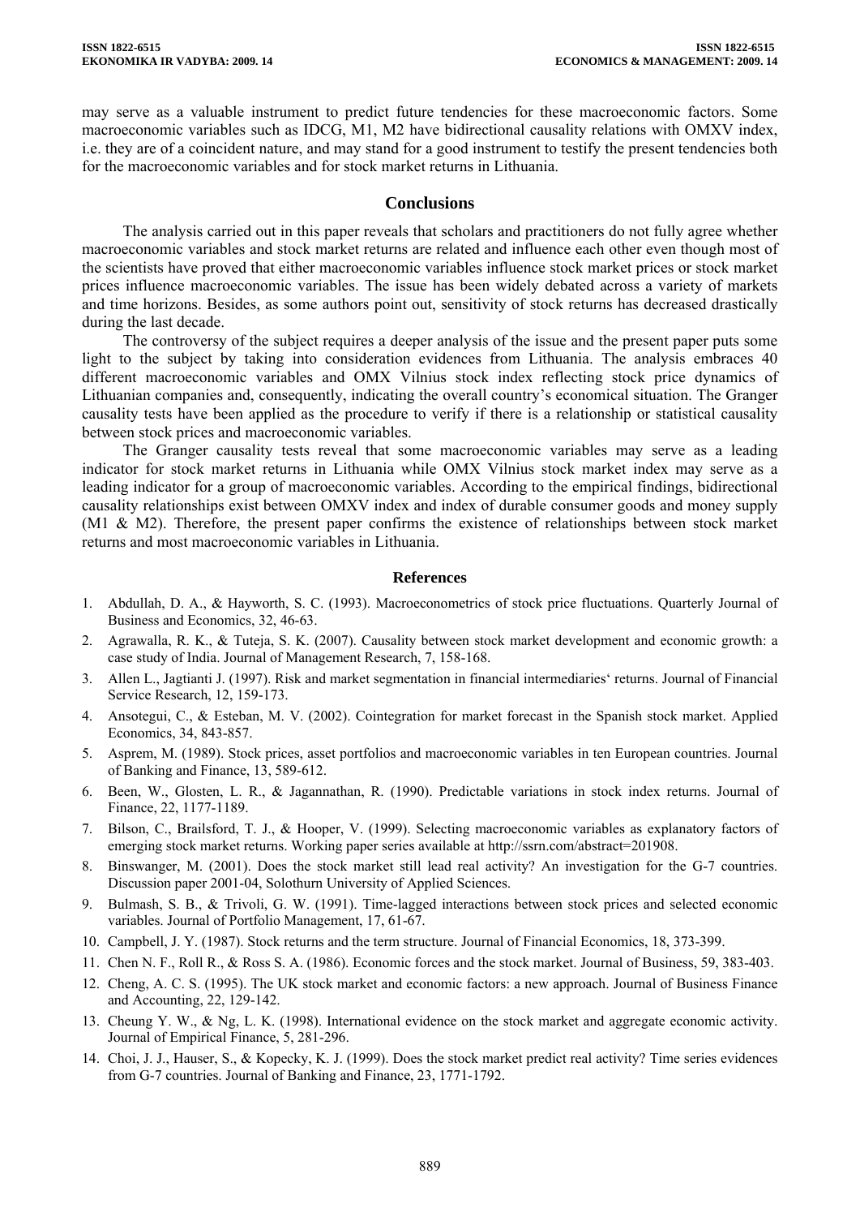may serve as a valuable instrument to predict future tendencies for these macroeconomic factors. Some macroeconomic variables such as IDCG, M1, M2 have bidirectional causality relations with OMXV index, i.e. they are of a coincident nature, and may stand for a good instrument to testify the present tendencies both for the macroeconomic variables and for stock market returns in Lithuania.

## Conclusions

The analysis carried out in this paper reveals that scholars and practitioners do not fully agree whether macroeconomic variables and stock market returns are related and influence each other even though most of the scientists have proved that either macroeconomic variables influence stock market prices or stock market prices influence macroeconomic variables. The issue has been widely debated across a variety of markets and time horizons. Besides, as some authors point out, sensitivity of stock returns has decreased drastically during the last decade.

The controversy of the subject requires a deeper analysis of the issue and the present paper puts some light to the subject by taking into consideration evidences from Lithuania. The analysis embraces 40 different macroeconomic variables and OMX Vilnius stock index reflecting stock price dynamics of Lithuanian companies and, consequently, indicating the overall country's economical situation. The Granger causality tests have been applied as the procedure to verify if there is a relationship or statistical causality between stock prices and macroeconomic variables.

The Granger causality tests reveal that some macroeconomic variables may serve as a leading indicator for stock market returns in Lithuania while OMX Vilnius stock market index may serve as a leading indicator for a group of macroeconomic variables. According to the empirical findings, bidirectional causality relationships exist between OMXV index and index of durable consumer goods and money supply (M1 & M2). Therefore, the present paper confirms the existence of relationships between stock market returns and most macroeconomic variables in Lithuania.

## References

1. Abdullah, D. A., & Hayworth, S. C. (1993). Macroeconometrics of stock price fluctuations. Quarterly Journal of Business and Economics, 32, 46-63.
2. Agrawalla, R. K., & Tuteja, S. K. (2007). Causality between stock market development and economic growth: a case study of India. Journal of Management Research, 7, 158-168.
3. Allen L., Jagtianti J. (1997). Risk and market segmentation in financial intermediaries' returns. Journal of Financial Service Research, 12, 159-173.
4. Ansotegui, C., & Esteban, M. V. (2002). Cointegration for market forecast in the Spanish stock market. Applied Economics, 34, 843-857.
5. Asprem, M. (1989). Stock prices, asset portfolios and macroeconomic variables in ten European countries. Journal of Banking and Finance, 13, 589-612.
6. Been, W., Glosten, L. R., & Jagannathan, R. (1990). Predictable variations in stock index returns. Journal of Finance, 22, 1177-1189.
7. Bilson, C., Brailsford, T. J., & Hooper, V. (1999). Selecting macroeconomic variables as explanatory factors of emerging stock market returns. Working paper series available at http://ssrn.com/abstract=201908.
8. Binswanger, M. (2001). Does the stock market still lead real activity? An investigation for the G-7 countries. Discussion paper 2001-04, Solothurn University of Applied Sciences.
9. Bulmash, S. B., & Trivoli, G. W. (1991). Time-lagged interactions between stock prices and selected economic variables. Journal of Portfolio Management, 17, 61-67.
10. Campbell, J. Y. (1987). Stock returns and the term structure. Journal of Financial Economics, 18, 373-399.
11. Chen N. F., Roll R., & Ross S. A. (1986). Economic forces and the stock market. Journal of Business, 59, 383-403.
12. Cheng, A. C. S. (1995). The UK stock market and economic factors: a new approach. Journal of Business Finance and Accounting, 22, 129-142.
13. Cheung Y. W., & Ng, L. K. (1998). International evidence on the stock market and aggregate economic activity. Journal of Empirical Finance, 5, 281-296.
14. Choi, J. J., Hauser, S., & Kopecky, K. J. (1999). Does the stock market predict real activity? Time series evidences from G-7 countries. Journal of Banking and Finance, 23, 1771-1792.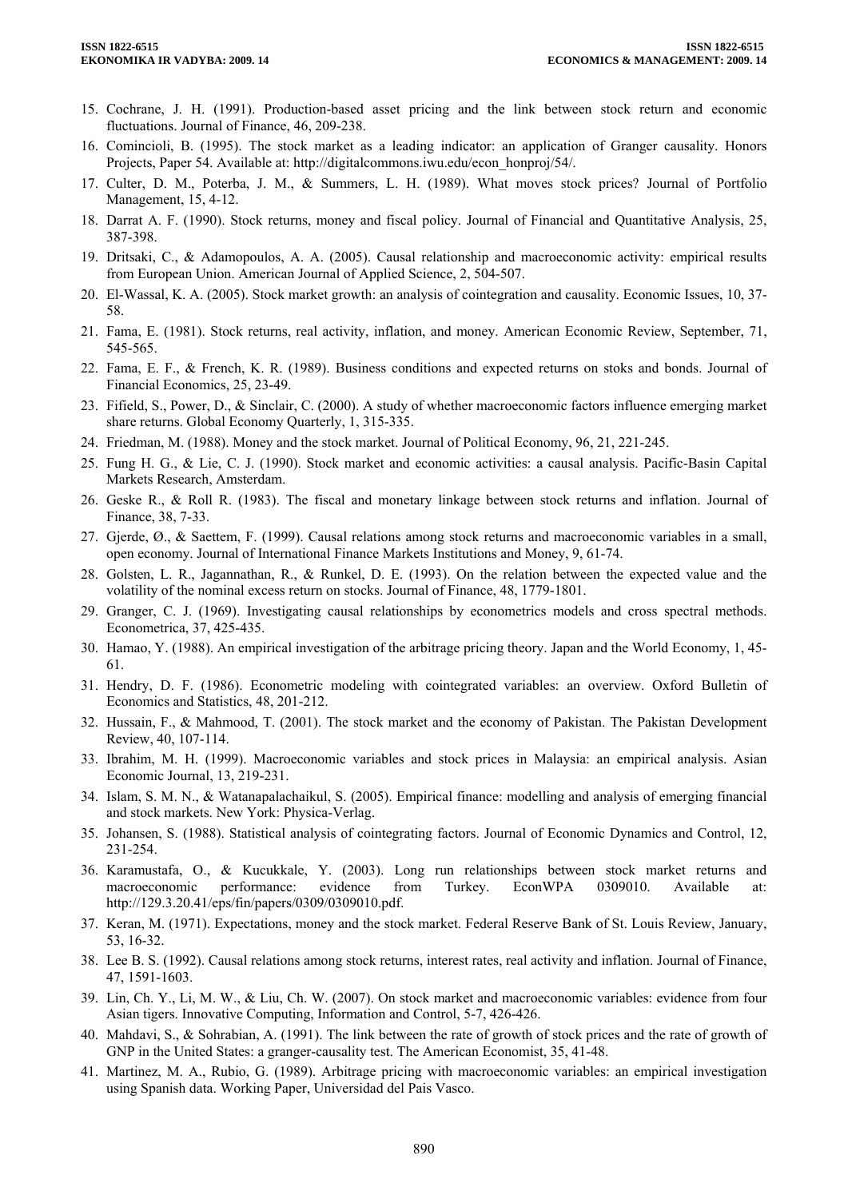15. Cochrane, J. H. (1991). Production-based asset pricing and the link between stock return and economic fluctuations. Journal of Finance, 46, 209-238.
16. Comincioli, B. (1995). The stock market as a leading indicator: an application of Granger causality. Honors Projects, Paper 54. Available at: http://digitalcommons.iwu.edu/econ_honproj/54/.
17. Culter, D. M., Poterba, J. M., & Summers, L. H. (1989). What moves stock prices? Journal of Portfolio Management, 15, 4-12.
18. Darrat A. F. (1990). Stock returns, money and fiscal policy. Journal of Financial and Quantitative Analysis, 25, 387-398.
19. Dritsaki, C., & Adamopoulos, A. A. (2005). Causal relationship and macroeconomic activity: empirical results from European Union. American Journal of Applied Science, 2, 504-507.
20. El-Wassal, K. A. (2005). Stock market growth: an analysis of cointegration and causality. Economic Issues, 10, 37-58.
21. Fama, E. (1981). Stock returns, real activity, inflation, and money. American Economic Review, September, 71, 545-565.
22. Fama, E. F., & French, K. R. (1989). Business conditions and expected returns on stoks and bonds. Journal of Financial Economics, 25, 23-49.
23. Fifield, S., Power, D., & Sinclair, C. (2000). A study of whether macroeconomic factors influence emerging market share returns. Global Economy Quarterly, 1, 315-335.
24. Friedman, M. (1988). Money and the stock market. Journal of Political Economy, 96, 21, 221-245.
25. Fung H. G., & Lie, C. J. (1990). Stock market and economic activities: a causal analysis. Pacific-Basin Capital Markets Research, Amsterdam.
26. Geske R., & Roll R. (1983). The fiscal and monetary linkage between stock returns and inflation. Journal of Finance, 38, 7-33.
27. Gjerde, Ø., & Saettem, F. (1999). Causal relations among stock returns and macroeconomic variables in a small, open economy. Journal of International Finance Markets Institutions and Money, 9, 61-74.
28. Golsten, L. R., Jagannathan, R., & Runkel, D. E. (1993). On the relation between the expected value and the volatility of the nominal excess return on stocks. Journal of Finance, 48, 1779-1801.
29. Granger, C. J. (1969). Investigating causal relationships by econometrics models and cross spectral methods. Econometrica, 37, 425-435.
30. Hamao, Y. (1988). An empirical investigation of the arbitrage pricing theory. Japan and the World Economy, 1, 45-61.
31. Hendry, D. F. (1986). Econometric modeling with cointegrated variables: an overview. Oxford Bulletin of Economics and Statistics, 48, 201-212.
32. Hussain, F., & Mahmood, T. (2001). The stock market and the economy of Pakistan. The Pakistan Development Review, 40, 107-114.
33. Ibrahim, M. H. (1999). Macroeconomic variables and stock prices in Malaysia: an empirical analysis. Asian Economic Journal, 13, 219-231.
34. Islam, S. M. N., & Watanapalachaikul, S. (2005). Empirical finance: modelling and analysis of emerging financial and stock markets. New York: Physica-Verlag.
35. Johansen, S. (1988). Statistical analysis of cointegrating factors. Journal of Economic Dynamics and Control, 12, 231-254.
36. Karamustafa, O., & Kucukkale, Y. (2003). Long run relationships between stock market returns and macroeconomic performance: evidence from Turkey. EconWPA 0309010. Available at: http://129.3.20.41/eps/fin/papers/0309/0309010.pdf.
37. Keran, M. (1971). Expectations, money and the stock market. Federal Reserve Bank of St. Louis Review, January, 53, 16-32.
38. Lee B. S. (1992). Causal relations among stock returns, interest rates, real activity and inflation. Journal of Finance, 47, 1591-1603.
39. Lin, Ch. Y., Li, M. W., & Liu, Ch. W. (2007). On stock market and macroeconomic variables: evidence from four Asian tigers. Innovative Computing, Information and Control, 5-7, 426-426.
40. Mahdavi, S., & Sohrabian, A. (1991). The link between the rate of growth of stock prices and the rate of growth of GNP in the United States: a granger-causality test. The American Economist, 35, 41-48.
41. Martinez, M. A., Rubio, G. (1989). Arbitrage pricing with macroeconomic variables: an empirical investigation using Spanish data. Working Paper, Universidad del Pais Vasco.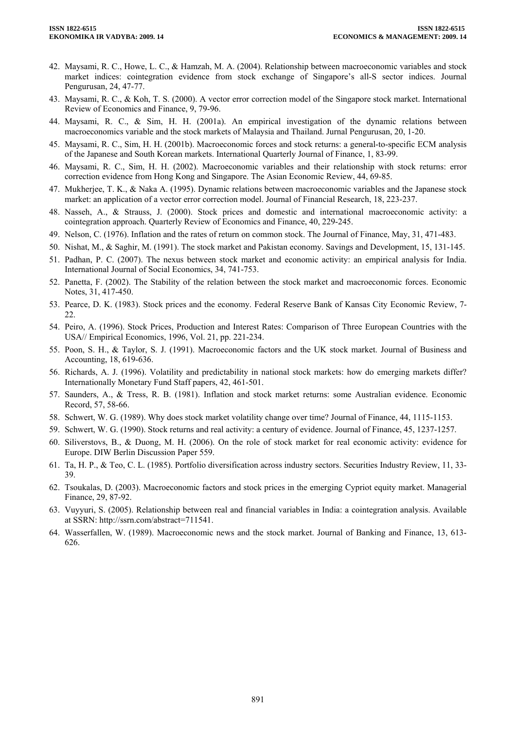42. Maysami, R. C., Howe, L. C., & Hamzah, M. A. (2004). Relationship between macroeconomic variables and stock market indices: cointegration evidence from stock exchange of Singapore's all-S sector indices. Journal Pengurusan, 24, 47-77.
43. Maysami, R. C., & Koh, T. S. (2000). A vector error correction model of the Singapore stock market. International Review of Economics and Finance, 9, 79-96.
44. Maysami, R. C., & Sim, H. H. (2001a). An empirical investigation of the dynamic relations between macroeconomics variable and the stock markets of Malaysia and Thailand. Jurnal Pengurusan, 20, 1-20.
45. Maysami, R. C., Sim, H. H. (2001b). Macroeconomic forces and stock returns: a general-to-specific ECM analysis of the Japanese and South Korean markets. International Quarterly Journal of Finance, 1, 83-99.
46. Maysami, R. C., Sim, H. H. (2002). Macroeconomic variables and their relationship with stock returns: error correction evidence from Hong Kong and Singapore. The Asian Economic Review, 44, 69-85.
47. Mukherjee, T. K., & Naka A. (1995). Dynamic relations between macroeconomic variables and the Japanese stock market: an application of a vector error correction model. Journal of Financial Research, 18, 223-237.
48. Nasseh, A., & Strauss, J. (2000). Stock prices and domestic and international macroeconomic activity: a cointegration approach. Quarterly Review of Economics and Finance, 40, 229-245.
49. Nelson, C. (1976). Inflation and the rates of return on common stock. The Journal of Finance, May, 31, 471-483.
50. Nishat, M., & Saghir, M. (1991). The stock market and Pakistan economy. Savings and Development, 15, 131-145.
51. Padhan, P. C. (2007). The nexus between stock market and economic activity: an empirical analysis for India. International Journal of Social Economics, 34, 741-753.
52. Panetta, F. (2002). The Stability of the relation between the stock market and macroeconomic forces. Economic Notes, 31, 417-450.
53. Pearce, D. K. (1983). Stock prices and the economy. Federal Reserve Bank of Kansas City Economic Review, 7-22.
54. Peiro, A. (1996). Stock Prices, Production and Interest Rates: Comparison of Three European Countries with the USA// Empirical Economics, 1996, Vol. 21, pp. 221-234.
55. Poon, S. H., & Taylor, S. J. (1991). Macroeconomic factors and the UK stock market. Journal of Business and Accounting, 18, 619-636.
56. Richards, A. J. (1996). Volatility and predictability in national stock markets: how do emerging markets differ? Internationally Monetary Fund Staff papers, 42, 461-501.
57. Saunders, A., & Tress, R. B. (1981). Inflation and stock market returns: some Australian evidence. Economic Record, 57, 58-66.
58. Schwert, W. G. (1989). Why does stock market volatility change over time? Journal of Finance, 44, 1115-1153.
59. Schwert, W. G. (1990). Stock returns and real activity: a century of evidence. Journal of Finance, 45, 1237-1257.
60. Siliverstovs, B., & Duong, M. H. (2006). On the role of stock market for real economic activity: evidence for Europe. DIW Berlin Discussion Paper 559.
61. Ta, H. P., & Teo, C. L. (1985). Portfolio diversification across industry sectors. Securities Industry Review, 11, 33-39.
62. Tsoukalas, D. (2003). Macroeconomic factors and stock prices in the emerging Cypriot equity market. Managerial Finance, 29, 87-92.
63. Vuyyuri, S. (2005). Relationship between real and financial variables in India: a cointegration analysis. Available at SSRN: http://ssrn.com/abstract=711541.
64. Wasserfallen, W. (1989). Macroeconomic news and the stock market. Journal of Banking and Finance, 13, 613-626.